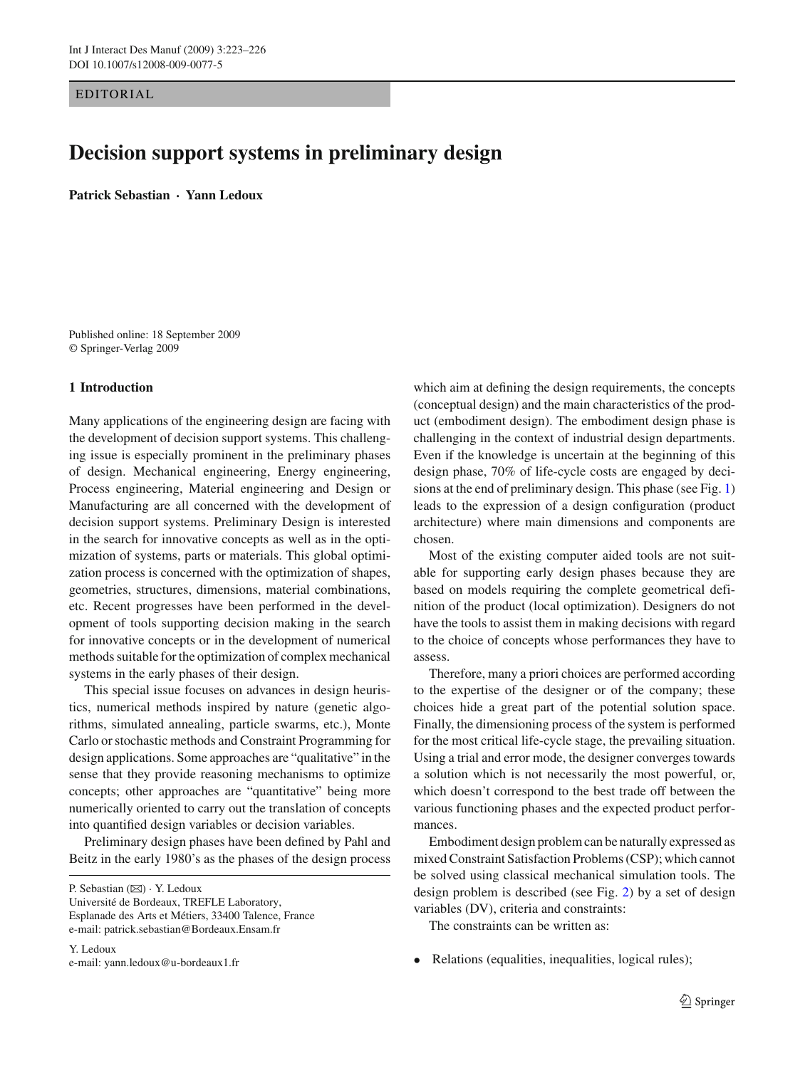EDITORIAL

# Decision support systems in preliminary design

**Patrick Sebastian · Yann Ledoux**

Published online: 18 September 2009
© Springer-Verlag 2009

## 1 Introduction

Many applications of the engineering design are facing with the development of decision support systems. This challenging issue is especially prominent in the preliminary phases of design. Mechanical engineering, Energy engineering, Process engineering, Material engineering and Design or Manufacturing are all concerned with the development of decision support systems. Preliminary Design is interested in the search for innovative concepts as well as in the optimization of systems, parts or materials. This global optimization process is concerned with the optimization of shapes, geometries, structures, dimensions, material combinations, etc. Recent progresses have been performed in the development of tools supporting decision making in the search for innovative concepts or in the development of numerical methods suitable for the optimization of complex mechanical systems in the early phases of their design.

This special issue focuses on advances in design heuristics, numerical methods inspired by nature (genetic algorithms, simulated annealing, particle swarms, etc.), Monte Carlo or stochastic methods and Constraint Programming for design applications. Some approaches are "qualitative" in the sense that they provide reasoning mechanisms to optimize concepts; other approaches are "quantitative" being more numerically oriented to carry out the translation of concepts into quantified design variables or decision variables.

Preliminary design phases have been defined by Pahl and Beitz in the early 1980's as the phases of the design process which aim at defining the design requirements, the concepts (conceptual design) and the main characteristics of the product (embodiment design). The embodiment design phase is challenging in the context of industrial design departments. Even if the knowledge is uncertain at the beginning of this design phase, 70% of life-cycle costs are engaged by decisions at the end of preliminary design. This phase (see Fig. 1) leads to the expression of a design configuration (product architecture) where main dimensions and components are chosen.

Most of the existing computer aided tools are not suitable for supporting early design phases because they are based on models requiring the complete geometrical definition of the product (local optimization). Designers do not have the tools to assist them in making decisions with regard to the choice of concepts whose performances they have to assess.

Therefore, many a priori choices are performed according to the expertise of the designer or of the company; these choices hide a great part of the potential solution space. Finally, the dimensioning process of the system is performed for the most critical life-cycle stage, the prevailing situation. Using a trial and error mode, the designer converges towards a solution which is not necessarily the most powerful, or, which doesn't correspond to the best trade off between the various functioning phases and the expected product performances.

Embodiment design problem can be naturally expressed as mixed Constraint Satisfaction Problems (CSP); which cannot be solved using classical mechanical simulation tools. The design problem is described (see Fig. 2) by a set of design variables (DV), criteria and constraints:

The constraints can be written as:

- Relations (equalities, inequalities, logical rules);

---

P. Sebastian (✉) · Y. Ledoux
Université de Bordeaux, TREFLE Laboratory,
Esplanade des Arts et Métiers, 33400 Talence, France
e-mail: patrick.sebastian@Bordeaux.Ensam.fr

Y. Ledoux
e-mail: yann.ledoux@u-bordeaux1.fr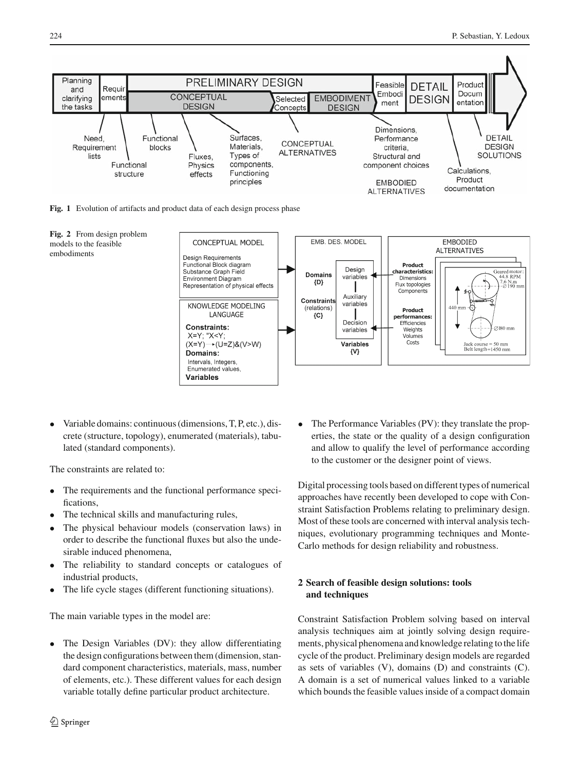**Fig. 1** Evolution of artifacts and product data of each design process phase

**Fig. 2** From design problem models to the feasible embodiments

- Variable domains: continuous (dimensions, T, P, etc.), discrete (structure, topology), enumerated (materials), tabulated (standard components).

The constraints are related to:

- The requirements and the functional performance specifications,
- The technical skills and manufacturing rules,
- The physical behaviour models (conservation laws) in order to describe the functional fluxes but also the undesirable induced phenomena,
- The reliability to standard concepts or catalogues of industrial products,
- The life cycle stages (different functioning situations).

The main variable types in the model are:

- The Design Variables (DV): they allow differentiating the design configurations between them (dimension, standard component characteristics, materials, mass, number of elements, etc.). These different values for each design variable totally define particular product architecture.
- The Performance Variables (PV): they translate the properties, the state or the quality of a design configuration and allow to qualify the level of performance according to the customer or the designer point of views.

Digital processing tools based on different types of numerical approaches have recently been developed to cope with Constraint Satisfaction Problems relating to preliminary design. Most of these tools are concerned with interval analysis techniques, evolutionary programming techniques and Monte-Carlo methods for design reliability and robustness.

## 2 Search of feasible design solutions: tools and techniques

Constraint Satisfaction Problem solving based on interval analysis techniques aim at jointly solving design requirements, physical phenomena and knowledge relating to the life cycle of the product. Preliminary design models are regarded as sets of variables (V), domains (D) and constraints (C). A domain is a set of numerical values linked to a variable which bounds the feasible values inside of a compact domain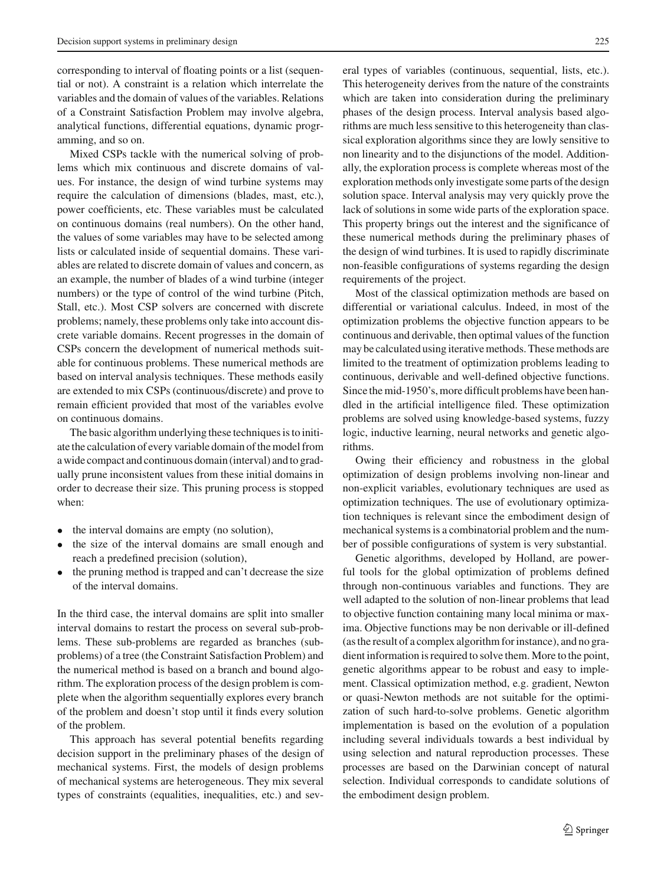corresponding to interval of floating points or a list (sequential or not). A constraint is a relation which interrelate the variables and the domain of values of the variables. Relations of a Constraint Satisfaction Problem may involve algebra, analytical functions, differential equations, dynamic programming, and so on.

Mixed CSPs tackle with the numerical solving of problems which mix continuous and discrete domains of values. For instance, the design of wind turbine systems may require the calculation of dimensions (blades, mast, etc.), power coefficients, etc. These variables must be calculated on continuous domains (real numbers). On the other hand, the values of some variables may have to be selected among lists or calculated inside of sequential domains. These variables are related to discrete domain of values and concern, as an example, the number of blades of a wind turbine (integer numbers) or the type of control of the wind turbine (Pitch, Stall, etc.). Most CSP solvers are concerned with discrete problems; namely, these problems only take into account discrete variable domains. Recent progresses in the domain of CSPs concern the development of numerical methods suitable for continuous problems. These numerical methods are based on interval analysis techniques. These methods easily are extended to mix CSPs (continuous/discrete) and prove to remain efficient provided that most of the variables evolve on continuous domains.

The basic algorithm underlying these techniques is to initiate the calculation of every variable domain of the model from a wide compact and continuous domain (interval) and to gradually prune inconsistent values from these initial domains in order to decrease their size. This pruning process is stopped when:

- the interval domains are empty (no solution),
- the size of the interval domains are small enough and reach a predefined precision (solution),
- the pruning method is trapped and can't decrease the size of the interval domains.

In the third case, the interval domains are split into smaller interval domains to restart the process on several sub-problems. These sub-problems are regarded as branches (sub-problems) of a tree (the Constraint Satisfaction Problem) and the numerical method is based on a branch and bound algorithm. The exploration process of the design problem is complete when the algorithm sequentially explores every branch of the problem and doesn't stop until it finds every solution of the problem.

This approach has several potential benefits regarding decision support in the preliminary phases of the design of mechanical systems. First, the models of design problems of mechanical systems are heterogeneous. They mix several types of constraints (equalities, inequalities, etc.) and several types of variables (continuous, sequential, lists, etc.). This heterogeneity derives from the nature of the constraints which are taken into consideration during the preliminary phases of the design process. Interval analysis based algorithms are much less sensitive to this heterogeneity than classical exploration algorithms since they are lowly sensitive to non linearity and to the disjunctions of the model. Additionally, the exploration process is complete whereas most of the exploration methods only investigate some parts of the design solution space. Interval analysis may very quickly prove the lack of solutions in some wide parts of the exploration space. This property brings out the interest and the significance of these numerical methods during the preliminary phases of the design of wind turbines. It is used to rapidly discriminate non-feasible configurations of systems regarding the design requirements of the project.

Most of the classical optimization methods are based on differential or variational calculus. Indeed, in most of the optimization problems the objective function appears to be continuous and derivable, then optimal values of the function may be calculated using iterative methods. These methods are limited to the treatment of optimization problems leading to continuous, derivable and well-defined objective functions. Since the mid-1950's, more difficult problems have been handled in the artificial intelligence filed. These optimization problems are solved using knowledge-based systems, fuzzy logic, inductive learning, neural networks and genetic algorithms.

Owing their efficiency and robustness in the global optimization of design problems involving non-linear and non-explicit variables, evolutionary techniques are used as optimization techniques. The use of evolutionary optimization techniques is relevant since the embodiment design of mechanical systems is a combinatorial problem and the number of possible configurations of system is very substantial.

Genetic algorithms, developed by Holland, are powerful tools for the global optimization of problems defined through non-continuous variables and functions. They are well adapted to the solution of non-linear problems that lead to objective function containing many local minima or maxima. Objective functions may be non derivable or ill-defined (as the result of a complex algorithm for instance), and no gradient information is required to solve them. More to the point, genetic algorithms appear to be robust and easy to implement. Classical optimization method, e.g. gradient, Newton or quasi-Newton methods are not suitable for the optimization of such hard-to-solve problems. Genetic algorithm implementation is based on the evolution of a population including several individuals towards a best individual by using selection and natural reproduction processes. These processes are based on the Darwinian concept of natural selection. Individual corresponds to candidate solutions of the embodiment design problem.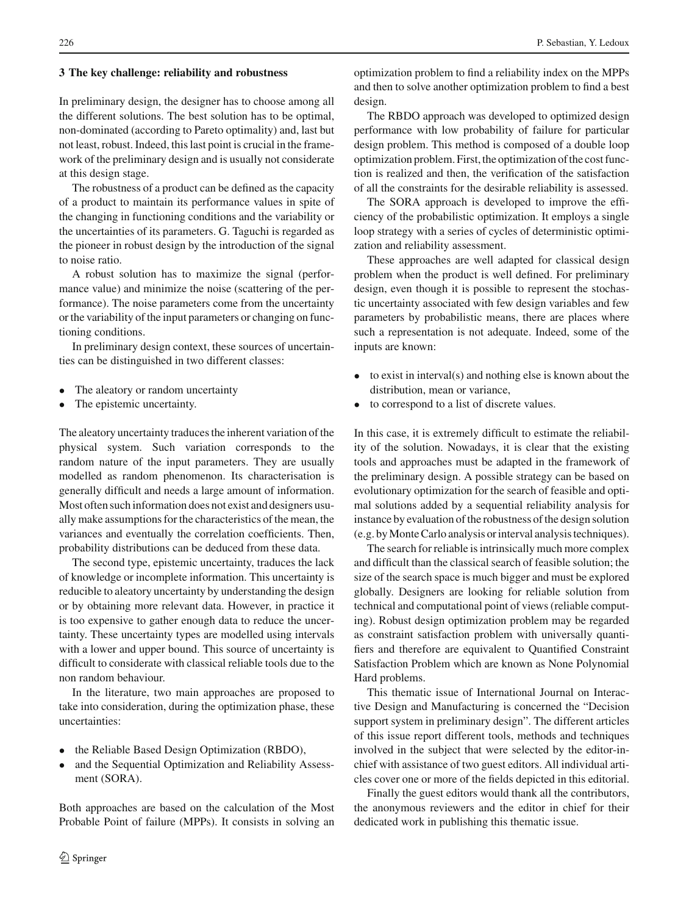## 3 The key challenge: reliability and robustness

In preliminary design, the designer has to choose among all the different solutions. The best solution has to be optimal, non-dominated (according to Pareto optimality) and, last but not least, robust. Indeed, this last point is crucial in the framework of the preliminary design and is usually not considerate at this design stage.

The robustness of a product can be defined as the capacity of a product to maintain its performance values in spite of the changing in functioning conditions and the variability or the uncertainties of its parameters. G. Taguchi is regarded as the pioneer in robust design by the introduction of the signal to noise ratio.

A robust solution has to maximize the signal (performance value) and minimize the noise (scattering of the performance). The noise parameters come from the uncertainty or the variability of the input parameters or changing on functioning conditions.

In preliminary design context, these sources of uncertainties can be distinguished in two different classes:

- The aleatory or random uncertainty
- The epistemic uncertainty.

The aleatory uncertainty traduces the inherent variation of the physical system. Such variation corresponds to the random nature of the input parameters. They are usually modelled as random phenomenon. Its characterisation is generally difficult and needs a large amount of information. Most often such information does not exist and designers usually make assumptions for the characteristics of the mean, the variances and eventually the correlation coefficients. Then, probability distributions can be deduced from these data.

The second type, epistemic uncertainty, traduces the lack of knowledge or incomplete information. This uncertainty is reducible to aleatory uncertainty by understanding the design or by obtaining more relevant data. However, in practice it is too expensive to gather enough data to reduce the uncertainty. These uncertainty types are modelled using intervals with a lower and upper bound. This source of uncertainty is difficult to considerate with classical reliable tools due to the non random behaviour.

In the literature, two main approaches are proposed to take into consideration, during the optimization phase, these uncertainties:

- the Reliable Based Design Optimization (RBDO),
- and the Sequential Optimization and Reliability Assessment (SORA).

Both approaches are based on the calculation of the Most Probable Point of failure (MPPs). It consists in solving an optimization problem to find a reliability index on the MPPs and then to solve another optimization problem to find a best design.

The RBDO approach was developed to optimized design performance with low probability of failure for particular design problem. This method is composed of a double loop optimization problem. First, the optimization of the cost function is realized and then, the verification of the satisfaction of all the constraints for the desirable reliability is assessed.

The SORA approach is developed to improve the efficiency of the probabilistic optimization. It employs a single loop strategy with a series of cycles of deterministic optimization and reliability assessment.

These approaches are well adapted for classical design problem when the product is well defined. For preliminary design, even though it is possible to represent the stochastic uncertainty associated with few design variables and few parameters by probabilistic means, there are places where such a representation is not adequate. Indeed, some of the inputs are known:

- to exist in interval(s) and nothing else is known about the distribution, mean or variance,
- to correspond to a list of discrete values.

In this case, it is extremely difficult to estimate the reliability of the solution. Nowadays, it is clear that the existing tools and approaches must be adapted in the framework of the preliminary design. A possible strategy can be based on evolutionary optimization for the search of feasible and optimal solutions added by a sequential reliability analysis for instance by evaluation of the robustness of the design solution (e.g. by Monte Carlo analysis or interval analysis techniques).

The search for reliable is intrinsically much more complex and difficult than the classical search of feasible solution; the size of the search space is much bigger and must be explored globally. Designers are looking for reliable solution from technical and computational point of views (reliable computing). Robust design optimization problem may be regarded as constraint satisfaction problem with universally quantifiers and therefore are equivalent to Quantified Constraint Satisfaction Problem which are known as None Polynomial Hard problems.

This thematic issue of International Journal on Interactive Design and Manufacturing is concerned the "Decision support system in preliminary design". The different articles of this issue report different tools, methods and techniques involved in the subject that were selected by the editor-in-chief with assistance of two guest editors. All individual articles cover one or more of the fields depicted in this editorial.

Finally the guest editors would thank all the contributors, the anonymous reviewers and the editor in chief for their dedicated work in publishing this thematic issue.